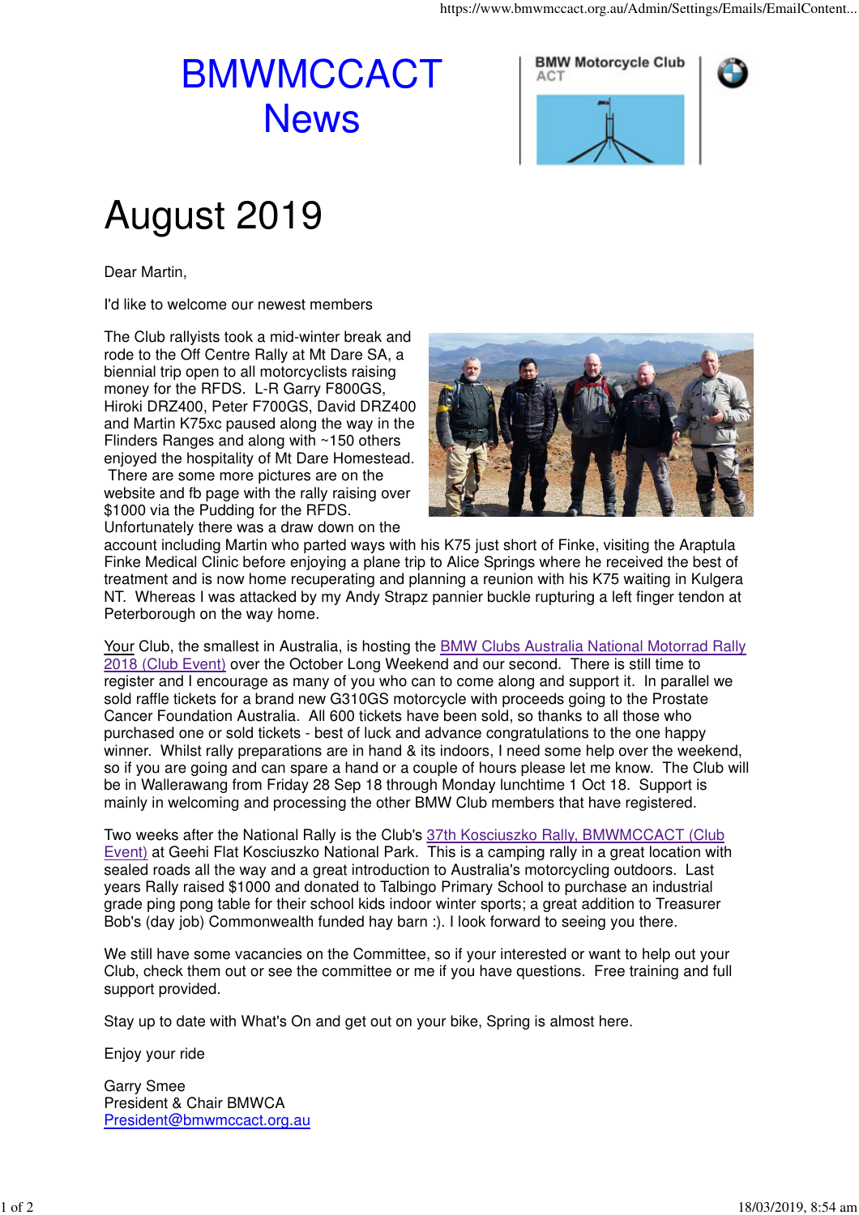# BMWMCCACT News

BMW Motorcycle Club ACT

# August 2019

Dear Martin,

I'd like to welcome our newest members

The Club rallyists took a mid-winter break and rode to the Off Centre Rally at Mt Dare SA, a biennial trip open to all motorcyclists raising money for the RFDS. L-R Garry F800GS, Hiroki DRZ400, Peter F700GS, David DRZ400 and Martin K75xc paused along the way in the Flinders Ranges and along with ~150 others enjoyed the hospitality of Mt Dare Homestead. There are some more pictures are on the website and fb page with the rally raising over $1000 via the Pudding for the RFDS. Unfortunately there was a draw down on the account including Martin who parted ways with his K75 just short of Finke, visiting the Araptula Finke Medical Clinic before enjoying a plane trip to Alice Springs where he received the best of treatment and is now home recuperating and planning a reunion with his K75 waiting in Kulgera NT. Whereas I was attacked by my Andy Strapz pannier buckle rupturing a left finger tendon at Peterborough on the way home.

Your Club, the smallest in Australia, is hosting the BMW Clubs Australia National Motorrad Rally 2018 (Club Event) over the October Long Weekend and our second. There is still time to register and I encourage as many of you who can to come along and support it. In parallel we sold raffle tickets for a brand new G310GS motorcycle with proceeds going to the Prostate Cancer Foundation Australia. All 600 tickets have been sold, so thanks to all those who purchased one or sold tickets - best of luck and advance congratulations to the one happy winner. Whilst rally preparations are in hand & its indoors, I need some help over the weekend, so if you are going and can spare a hand or a couple of hours please let me know. The Club will be in Wallerawang from Friday 28 Sep 18 through Monday lunchtime 1 Oct 18. Support is mainly in welcoming and processing the other BMW Club members that have registered.

Two weeks after the National Rally is the Club's 37th Kosciuszko Rally, BMWMCCACT (Club Event) at Geehi Flat Kosciuszko National Park. This is a camping rally in a great location with sealed roads all the way and a great introduction to Australia's motorcycling outdoors. Last years Rally raised $1000 and donated to Talbingo Primary School to purchase an industrial grade ping pong table for their school kids indoor winter sports; a great addition to Treasurer Bob's (day job) Commonwealth funded hay barn :). I look forward to seeing you there.

We still have some vacancies on the Committee, so if your interested or want to help out your Club, check them out or see the committee or me if you have questions. Free training and full support provided.

Stay up to date with What's On and get out on your bike, Spring is almost here.

Enjoy your ride

Garry Smee
President & Chair BMWCA
President@bmwmccact.org.au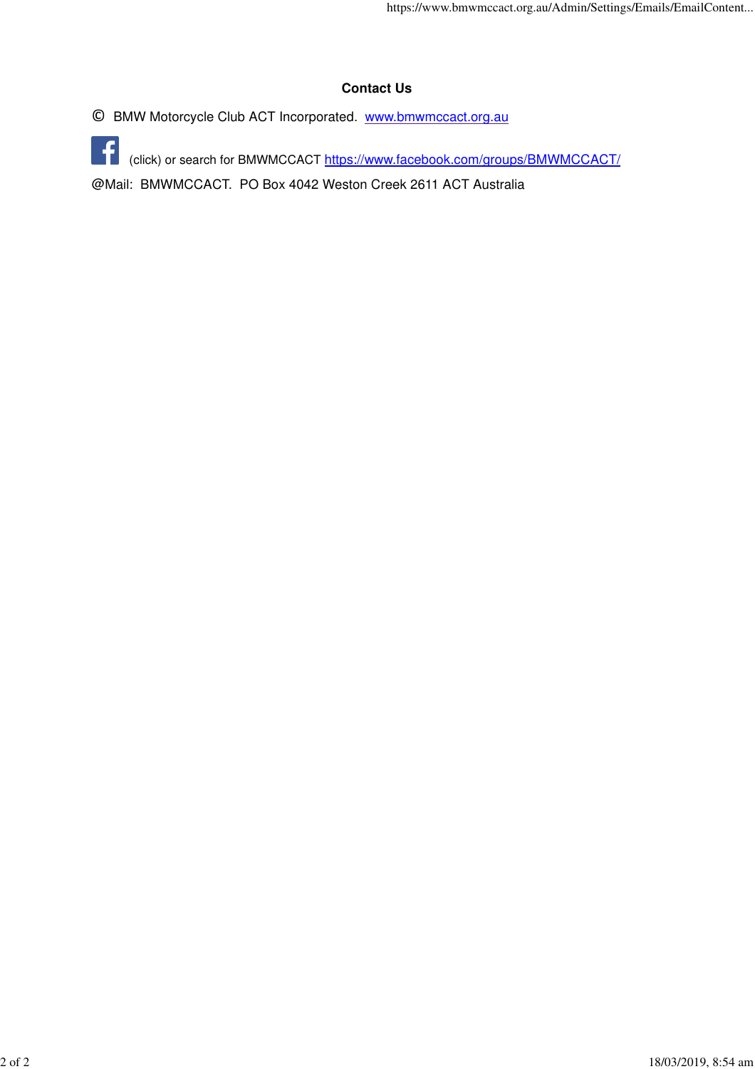### Contact Us

© BMW Motorcycle Club ACT Incorporated. [www.bmwmccact.org.au](http://www.bmwmccact.org.au)

(click) or search for BMWMCCACT [https://www.facebook.com/groups/BMWMCCACT/](https://www.facebook.com/groups/BMWMCCACT/)

@Mail: BMWMCCACT. PO Box 4042 Weston Creek 2611 ACT Australia